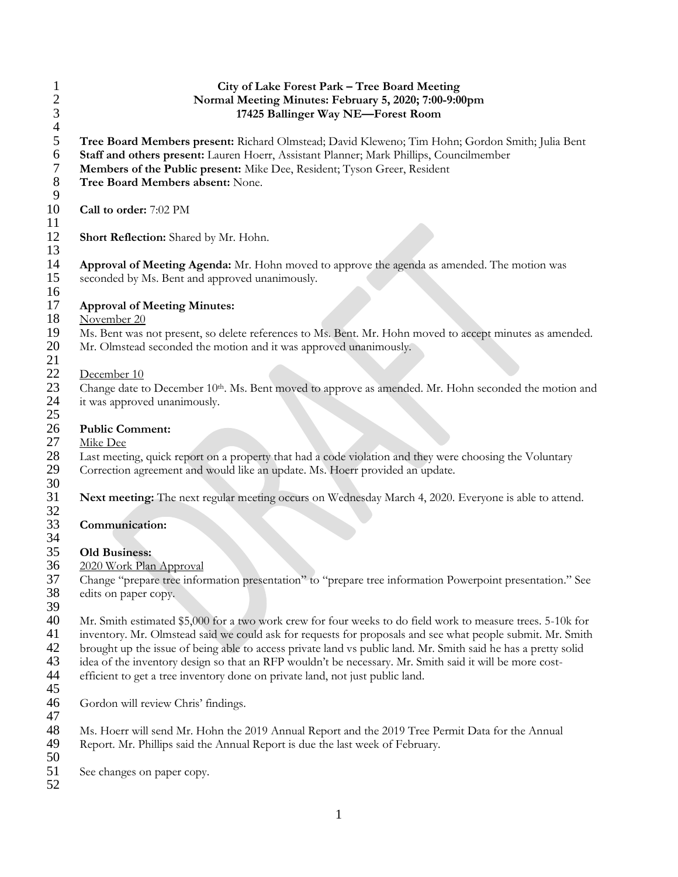# City of Lake Forest Park – Tree Board Meeting
## Normal Meeting Minutes: February 5, 2020; 7:00-9:00pm
### 17425 Ballinger Way NE—Forest Room

**Tree Board Members present:** Richard Olmstead; David Kleweno; Tim Hohn; Gordon Smith; Julia Bent
**Staff and others present:** Lauren Hoerr, Assistant Planner; Mark Phillips, Councilmember
**Members of the Public present:** Mike Dee, Resident; Tyson Greer, Resident
**Tree Board Members absent:** None.

**Call to order:** 7:02 PM

**Short Reflection:** Shared by Mr. Hohn.

**Approval of Meeting Agenda:** Mr. Hohn moved to approve the agenda as amended. The motion was seconded by Ms. Bent and approved unanimously.

**Approval of Meeting Minutes:**

November 20

Ms. Bent was not present, so delete references to Ms. Bent. Mr. Hohn moved to accept minutes as amended. Mr. Olmstead seconded the motion and it was approved unanimously.

December 10

Change date to December 10th. Ms. Bent moved to approve as amended. Mr. Hohn seconded the motion and it was approved unanimously.

**Public Comment:**

Mike Dee

Last meeting, quick report on a property that had a code violation and they were choosing the Voluntary Correction agreement and would like an update. Ms. Hoerr provided an update.

**Next meeting:** The next regular meeting occurs on Wednesday March 4, 2020. Everyone is able to attend.

**Communication:**

**Old Business:**

2020 Work Plan Approval

Change "prepare tree information presentation" to "prepare tree information Powerpoint presentation." See edits on paper copy.

Mr. Smith estimated $5,000 for a two work crew for four weeks to do field work to measure trees. 5-10k for inventory. Mr. Olmstead said we could ask for requests for proposals and see what people submit. Mr. Smith brought up the issue of being able to access private land vs public land. Mr. Smith said he has a pretty solid idea of the inventory design so that an RFP wouldn't be necessary. Mr. Smith said it will be more cost-efficient to get a tree inventory done on private land, not just public land.

Gordon will review Chris' findings.

Ms. Hoerr will send Mr. Hohn the 2019 Annual Report and the 2019 Tree Permit Data for the Annual Report. Mr. Phillips said the Annual Report is due the last week of February.

See changes on paper copy.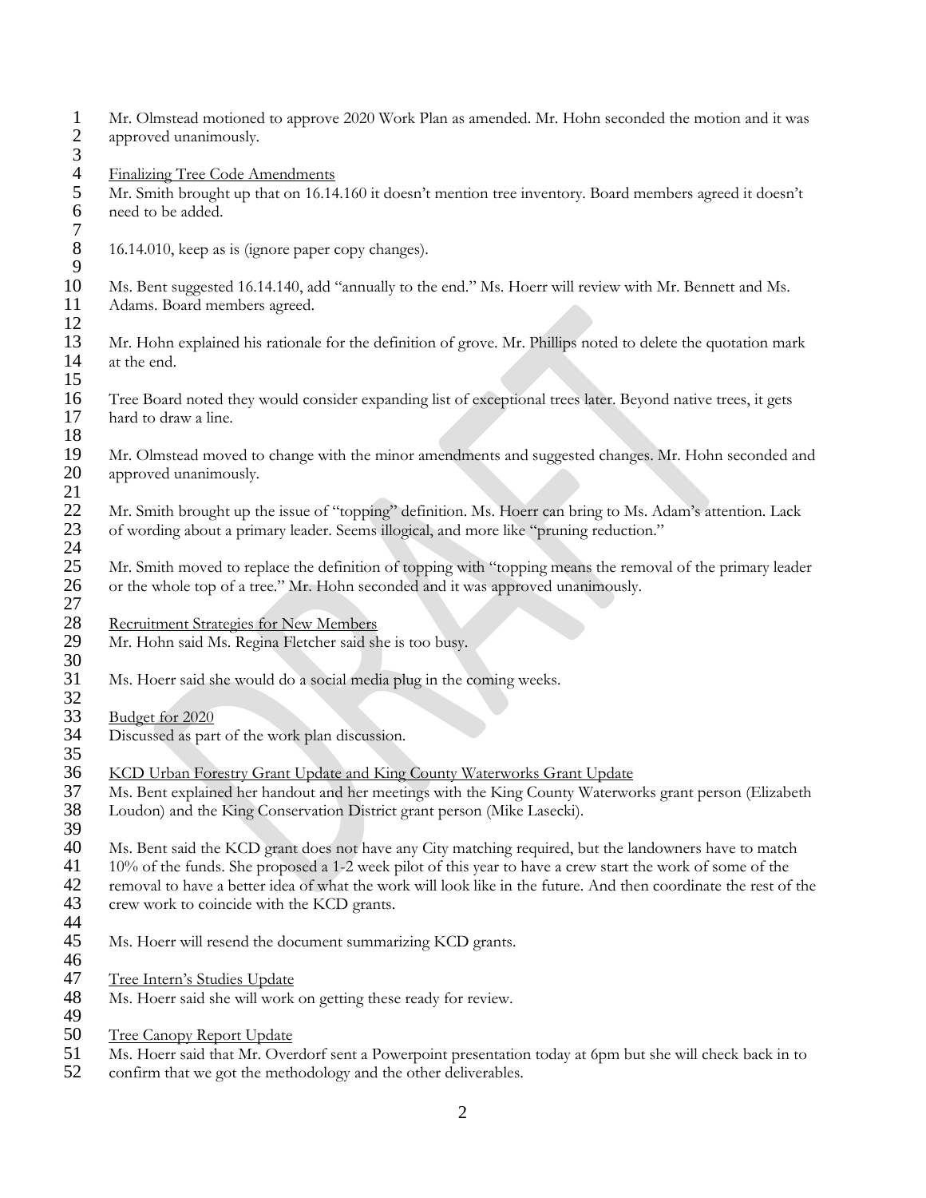Mr. Olmstead motioned to approve 2020 Work Plan as amended. Mr. Hohn seconded the motion and it was approved unanimously.

Finalizing Tree Code Amendments

Mr. Smith brought up that on 16.14.160 it doesn't mention tree inventory. Board members agreed it doesn't need to be added.

16.14.010, keep as is (ignore paper copy changes).

Ms. Bent suggested 16.14.140, add "annually to the end." Ms. Hoerr will review with Mr. Bennett and Ms. Adams. Board members agreed.

Mr. Hohn explained his rationale for the definition of grove. Mr. Phillips noted to delete the quotation mark at the end.

Tree Board noted they would consider expanding list of exceptional trees later. Beyond native trees, it gets hard to draw a line.

Mr. Olmstead moved to change with the minor amendments and suggested changes. Mr. Hohn seconded and approved unanimously.

Mr. Smith brought up the issue of "topping" definition. Ms. Hoerr can bring to Ms. Adam's attention. Lack of wording about a primary leader. Seems illogical, and more like "pruning reduction."

Mr. Smith moved to replace the definition of topping with "topping means the removal of the primary leader or the whole top of a tree." Mr. Hohn seconded and it was approved unanimously.

Recruitment Strategies for New Members

Mr. Hohn said Ms. Regina Fletcher said she is too busy.

Ms. Hoerr said she would do a social media plug in the coming weeks.

Budget for 2020

Discussed as part of the work plan discussion.

KCD Urban Forestry Grant Update and King County Waterworks Grant Update

Ms. Bent explained her handout and her meetings with the King County Waterworks grant person (Elizabeth Loudon) and the King Conservation District grant person (Mike Lasecki).

Ms. Bent said the KCD grant does not have any City matching required, but the landowners have to match 10% of the funds. She proposed a 1-2 week pilot of this year to have a crew start the work of some of the removal to have a better idea of what the work will look like in the future. And then coordinate the rest of the crew work to coincide with the KCD grants.

Ms. Hoerr will resend the document summarizing KCD grants.

Tree Intern's Studies Update

Ms. Hoerr said she will work on getting these ready for review.

Tree Canopy Report Update

Ms. Hoerr said that Mr. Overdorf sent a Powerpoint presentation today at 6pm but she will check back in to confirm that we got the methodology and the other deliverables.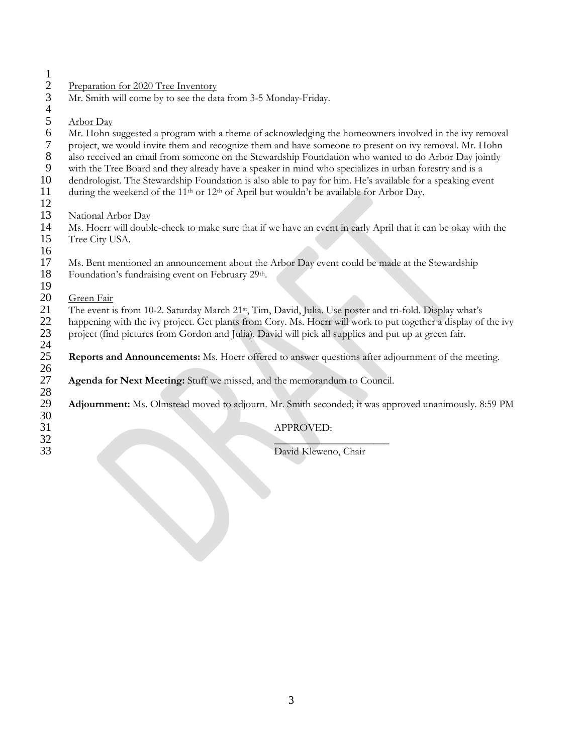Preparation for 2020 Tree Inventory

Mr. Smith will come by to see the data from 3-5 Monday-Friday.

Arbor Day

Mr. Hohn suggested a program with a theme of acknowledging the homeowners involved in the ivy removal project, we would invite them and recognize them and have someone to present on ivy removal. Mr. Hohn also received an email from someone on the Stewardship Foundation who wanted to do Arbor Day jointly with the Tree Board and they already have a speaker in mind who specializes in urban forestry and is a dendrologist. The Stewardship Foundation is also able to pay for him. He's available for a speaking event during the weekend of the 11th or 12th of April but wouldn't be available for Arbor Day.

National Arbor Day

Ms. Hoerr will double-check to make sure that if we have an event in early April that it can be okay with the Tree City USA.

Ms. Bent mentioned an announcement about the Arbor Day event could be made at the Stewardship Foundation's fundraising event on February 29th.

Green Fair

The event is from 10-2. Saturday March 21st, Tim, David, Julia. Use poster and tri-fold. Display what's happening with the ivy project. Get plants from Cory. Ms. Hoerr will work to put together a display of the ivy project (find pictures from Gordon and Julia). David will pick all supplies and put up at green fair.

**Reports and Announcements:** Ms. Hoerr offered to answer questions after adjournment of the meeting.

**Agenda for Next Meeting:** Stuff we missed, and the memorandum to Council.

**Adjournment:** Ms. Olmstead moved to adjourn. Mr. Smith seconded; it was approved unanimously. 8:59 PM

APPROVED:

______________________

David Kleweno, Chair